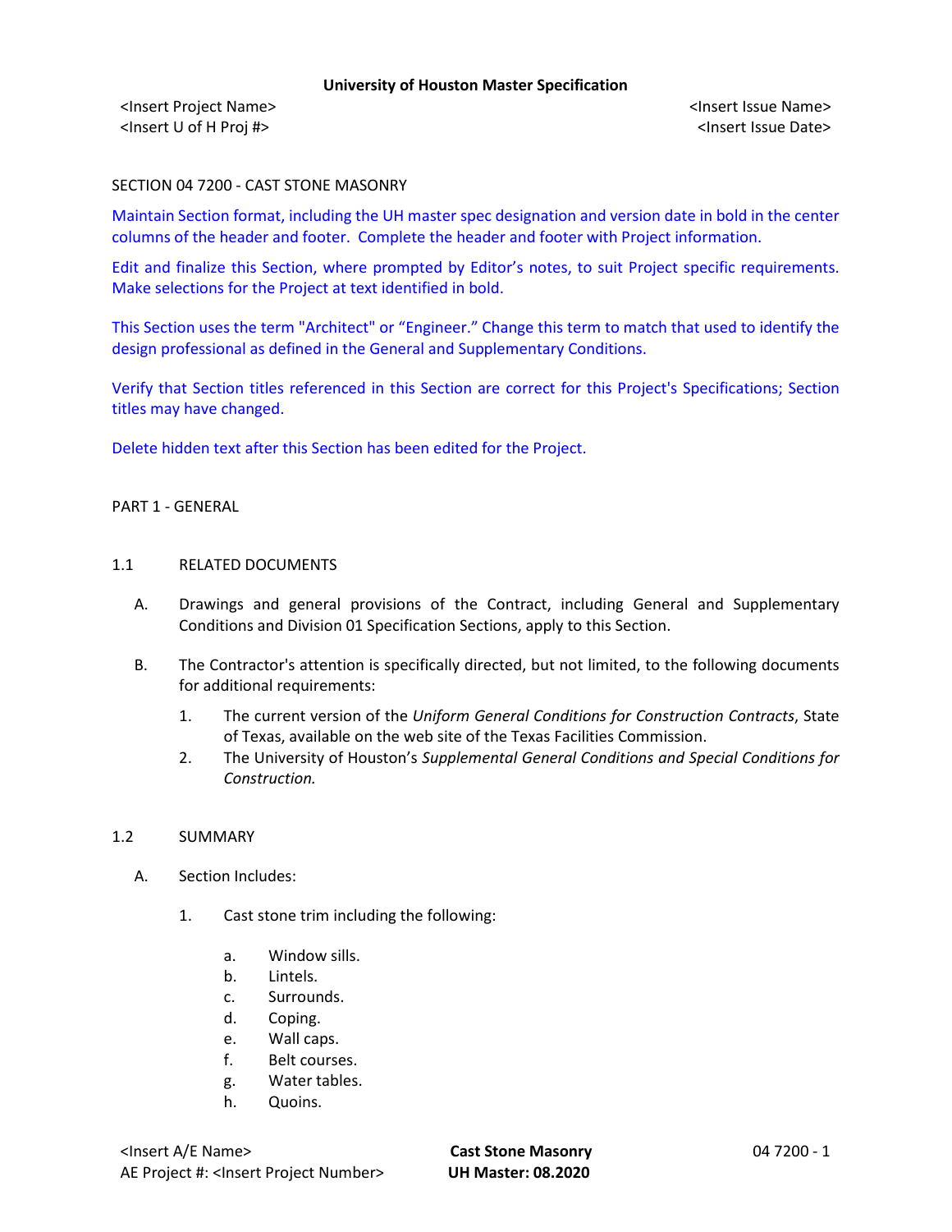SECTION 04 7200 - CAST STONE MASONRY

Maintain Section format, including the UH master spec designation and version date in bold in the center columns of the header and footer. Complete the header and footer with Project information.

Edit and finalize this Section, where prompted by Editor's notes, to suit Project specific requirements. Make selections for the Project at text identified in bold.

This Section uses the term "Architect" or "Engineer." Change this term to match that used to identify the design professional as defined in the General and Supplementary Conditions.

Verify that Section titles referenced in this Section are correct for this Project's Specifications; Section titles may have changed.

Delete hidden text after this Section has been edited for the Project.

## PART 1 - GENERAL

### 1.1 RELATED DOCUMENTS

A. Drawings and general provisions of the Contract, including General and Supplementary Conditions and Division 01 Specification Sections, apply to this Section.

B. The Contractor's attention is specifically directed, but not limited, to the following documents for additional requirements:

1. The current version of the *Uniform General Conditions for Construction Contracts*, State of Texas, available on the web site of the Texas Facilities Commission.
2. The University of Houston's *Supplemental General Conditions and Special Conditions for Construction.*

### 1.2 SUMMARY

A. Section Includes:

1. Cast stone trim including the following:
   a. Window sills.
   b. Lintels.
   c. Surrounds.
   d. Coping.
   e. Wall caps.
   f. Belt courses.
   g. Water tables.
   h. Quoins.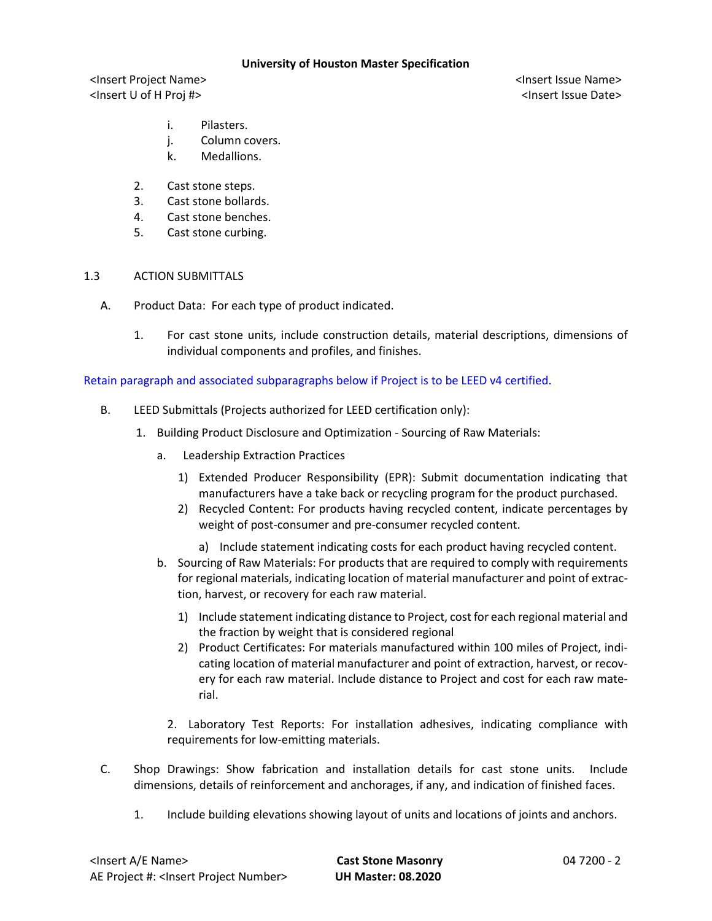i. Pilasters.
j. Column covers.
k. Medallions.

2. Cast stone steps.
3. Cast stone bollards.
4. Cast stone benches.
5. Cast stone curbing.

1.3 ACTION SUBMITTALS

A. Product Data: For each type of product indicated.

1. For cast stone units, include construction details, material descriptions, dimensions of individual components and profiles, and finishes.

Retain paragraph and associated subparagraphs below if Project is to be LEED v4 certified.

B. LEED Submittals (Projects authorized for LEED certification only):

1. Building Product Disclosure and Optimization - Sourcing of Raw Materials:

a. Leadership Extraction Practices

1) Extended Producer Responsibility (EPR): Submit documentation indicating that manufacturers have a take back or recycling program for the product purchased.
2) Recycled Content: For products having recycled content, indicate percentages by weight of post-consumer and pre-consumer recycled content.

a) Include statement indicating costs for each product having recycled content.

b. Sourcing of Raw Materials: For products that are required to comply with requirements for regional materials, indicating location of material manufacturer and point of extraction, harvest, or recovery for each raw material.

1) Include statement indicating distance to Project, cost for each regional material and the fraction by weight that is considered regional
2) Product Certificates: For materials manufactured within 100 miles of Project, indicating location of material manufacturer and point of extraction, harvest, or recovery for each raw material. Include distance to Project and cost for each raw material.

2. Laboratory Test Reports: For installation adhesives, indicating compliance with requirements for low-emitting materials.

C. Shop Drawings: Show fabrication and installation details for cast stone units. Include dimensions, details of reinforcement and anchorages, if any, and indication of finished faces.

1. Include building elevations showing layout of units and locations of joints and anchors.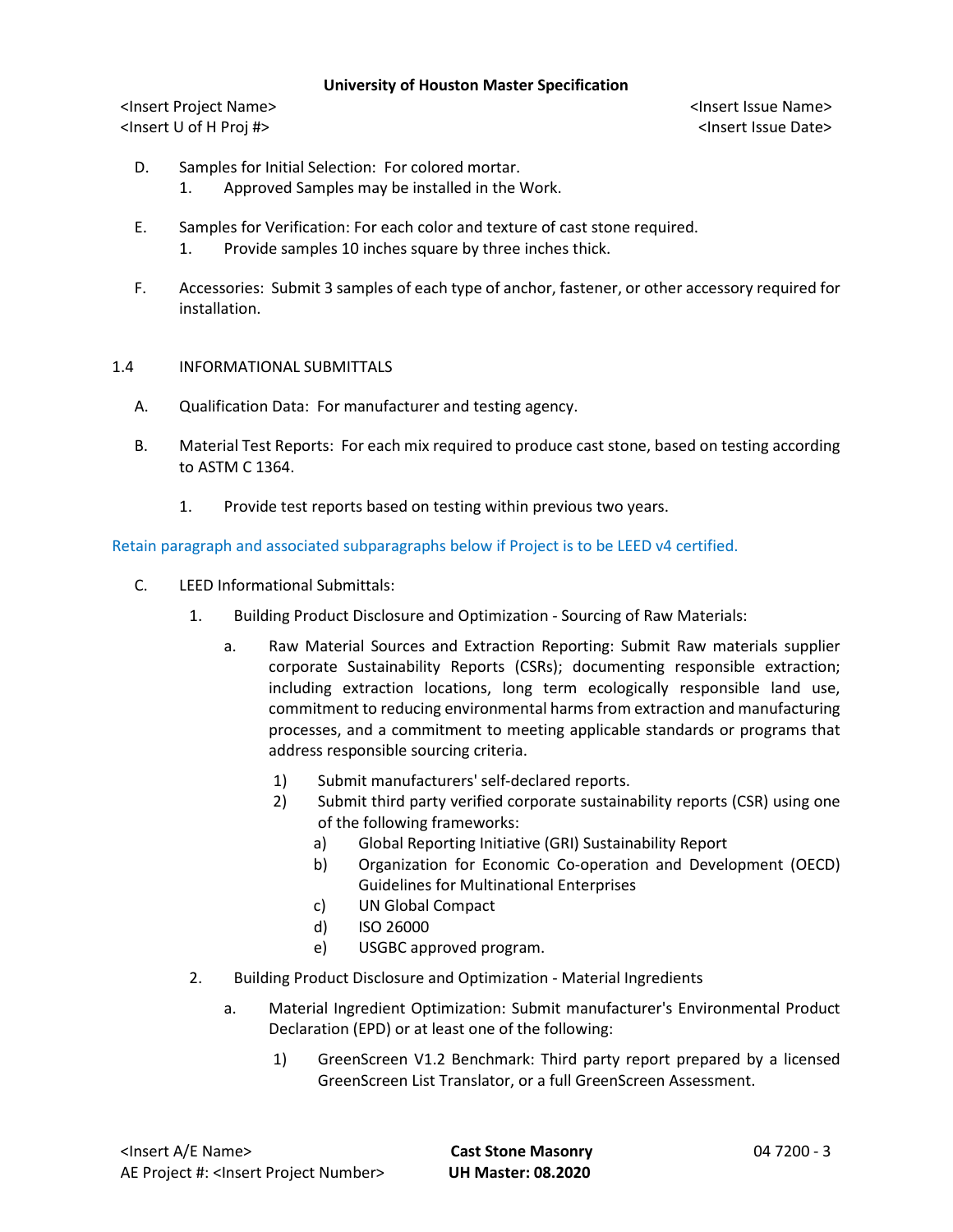D. Samples for Initial Selection: For colored mortar.
   1. Approved Samples may be installed in the Work.

E. Samples for Verification: For each color and texture of cast stone required.
   1. Provide samples 10 inches square by three inches thick.

F. Accessories: Submit 3 samples of each type of anchor, fastener, or other accessory required for installation.

## 1.4 INFORMATIONAL SUBMITTALS

A. Qualification Data: For manufacturer and testing agency.

B. Material Test Reports: For each mix required to produce cast stone, based on testing according to ASTM C 1364.

   1. Provide test reports based on testing within previous two years.

Retain paragraph and associated subparagraphs below if Project is to be LEED v4 certified.

C. LEED Informational Submittals:

   1. Building Product Disclosure and Optimization - Sourcing of Raw Materials:

      a. Raw Material Sources and Extraction Reporting: Submit Raw materials supplier corporate Sustainability Reports (CSRs); documenting responsible extraction; including extraction locations, long term ecologically responsible land use, commitment to reducing environmental harms from extraction and manufacturing processes, and a commitment to meeting applicable standards or programs that address responsible sourcing criteria.

         1) Submit manufacturers' self-declared reports.
         2) Submit third party verified corporate sustainability reports (CSR) using one of the following frameworks:
            a) Global Reporting Initiative (GRI) Sustainability Report
            b) Organization for Economic Co-operation and Development (OECD) Guidelines for Multinational Enterprises
            c) UN Global Compact
            d) ISO 26000
            e) USGBC approved program.

   2. Building Product Disclosure and Optimization - Material Ingredients

      a. Material Ingredient Optimization: Submit manufacturer's Environmental Product Declaration (EPD) or at least one of the following:

         1) GreenScreen V1.2 Benchmark: Third party report prepared by a licensed GreenScreen List Translator, or a full GreenScreen Assessment.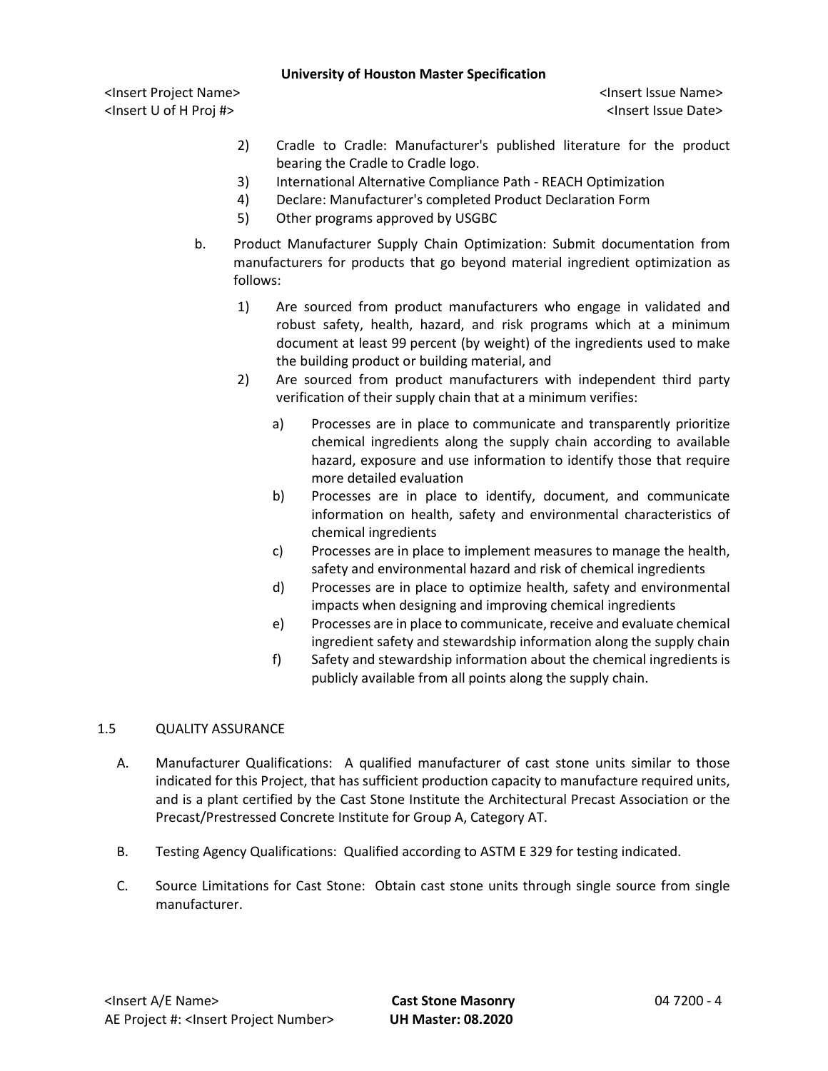2) Cradle to Cradle: Manufacturer's published literature for the product bearing the Cradle to Cradle logo.
3) International Alternative Compliance Path - REACH Optimization
4) Declare: Manufacturer's completed Product Declaration Form
5) Other programs approved by USGBC

b. Product Manufacturer Supply Chain Optimization: Submit documentation from manufacturers for products that go beyond material ingredient optimization as follows:

1) Are sourced from product manufacturers who engage in validated and robust safety, health, hazard, and risk programs which at a minimum document at least 99 percent (by weight) of the ingredients used to make the building product or building material, and
2) Are sourced from product manufacturers with independent third party verification of their supply chain that at a minimum verifies:

a) Processes are in place to communicate and transparently prioritize chemical ingredients along the supply chain according to available hazard, exposure and use information to identify those that require more detailed evaluation
b) Processes are in place to identify, document, and communicate information on health, safety and environmental characteristics of chemical ingredients
c) Processes are in place to implement measures to manage the health, safety and environmental hazard and risk of chemical ingredients
d) Processes are in place to optimize health, safety and environmental impacts when designing and improving chemical ingredients
e) Processes are in place to communicate, receive and evaluate chemical ingredient safety and stewardship information along the supply chain
f) Safety and stewardship information about the chemical ingredients is publicly available from all points along the supply chain.

## 1.5 QUALITY ASSURANCE

A. Manufacturer Qualifications: A qualified manufacturer of cast stone units similar to those indicated for this Project, that has sufficient production capacity to manufacture required units, and is a plant certified by the Cast Stone Institute the Architectural Precast Association or the Precast/Prestressed Concrete Institute for Group A, Category AT.

B. Testing Agency Qualifications: Qualified according to ASTM E 329 for testing indicated.

C. Source Limitations for Cast Stone: Obtain cast stone units through single source from single manufacturer.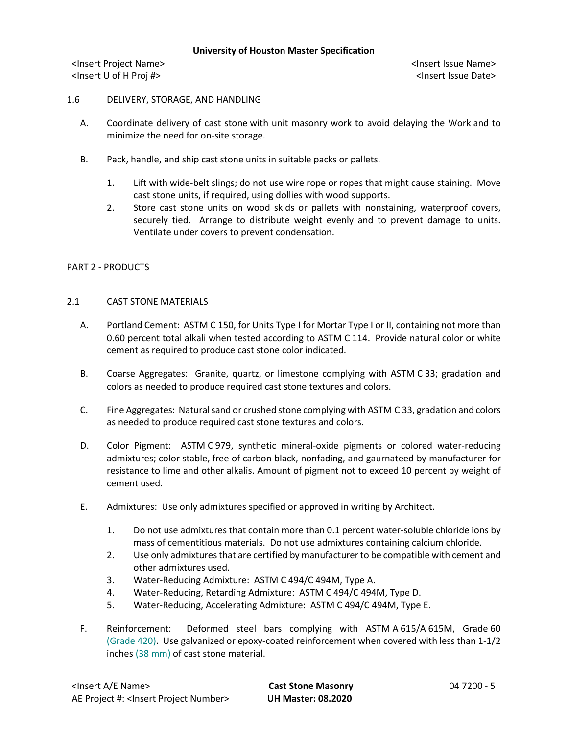1.6 DELIVERY, STORAGE, AND HANDLING

A. Coordinate delivery of cast stone with unit masonry work to avoid delaying the Work and to minimize the need for on-site storage.

B. Pack, handle, and ship cast stone units in suitable packs or pallets.

1. Lift with wide-belt slings; do not use wire rope or ropes that might cause staining. Move cast stone units, if required, using dollies with wood supports.
2. Store cast stone units on wood skids or pallets with nonstaining, waterproof covers, securely tied. Arrange to distribute weight evenly and to prevent damage to units. Ventilate under covers to prevent condensation.

## PART 2 - PRODUCTS

2.1 CAST STONE MATERIALS

A. Portland Cement: ASTM C 150, for Units Type I for Mortar Type I or II, containing not more than 0.60 percent total alkali when tested according to ASTM C 114. Provide natural color or white cement as required to produce cast stone color indicated.

B. Coarse Aggregates: Granite, quartz, or limestone complying with ASTM C 33; gradation and colors as needed to produce required cast stone textures and colors.

C. Fine Aggregates: Natural sand or crushed stone complying with ASTM C 33, gradation and colors as needed to produce required cast stone textures and colors.

D. Color Pigment: ASTM C 979, synthetic mineral-oxide pigments or colored water-reducing admixtures; color stable, free of carbon black, nonfading, and gaurnateed by manufacturer for resistance to lime and other alkalis. Amount of pigment not to exceed 10 percent by weight of cement used.

E. Admixtures: Use only admixtures specified or approved in writing by Architect.

1. Do not use admixtures that contain more than 0.1 percent water-soluble chloride ions by mass of cementitious materials. Do not use admixtures containing calcium chloride.
2. Use only admixtures that are certified by manufacturer to be compatible with cement and other admixtures used.
3. Water-Reducing Admixture: ASTM C 494/C 494M, Type A.
4. Water-Reducing, Retarding Admixture: ASTM C 494/C 494M, Type D.
5. Water-Reducing, Accelerating Admixture: ASTM C 494/C 494M, Type E.

F. Reinforcement: Deformed steel bars complying with ASTM A 615/A 615M, Grade 60 (Grade 420). Use galvanized or epoxy-coated reinforcement when covered with less than 1-1/2 inches (38 mm) of cast stone material.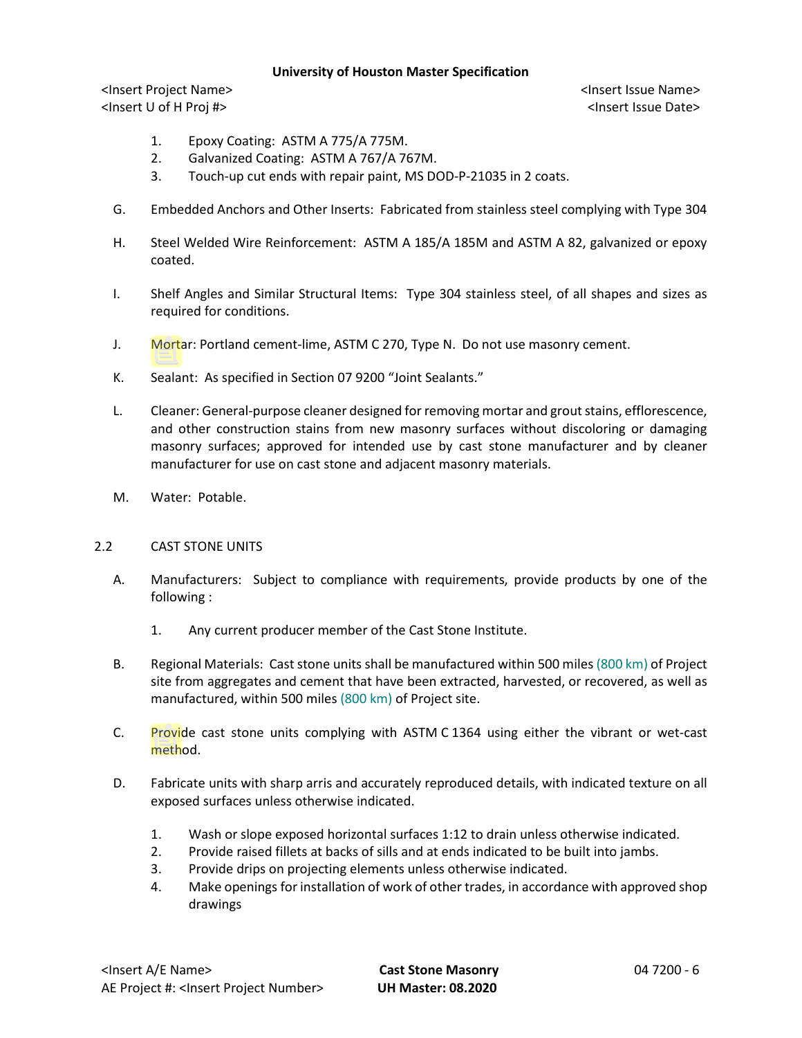1. Epoxy Coating: ASTM A 775/A 775M.
2. Galvanized Coating: ASTM A 767/A 767M.
3. Touch-up cut ends with repair paint, MS DOD-P-21035 in 2 coats.

G. Embedded Anchors and Other Inserts: Fabricated from stainless steel complying with Type 304

H. Steel Welded Wire Reinforcement: ASTM A 185/A 185M and ASTM A 82, galvanized or epoxy coated.

I. Shelf Angles and Similar Structural Items: Type 304 stainless steel, of all shapes and sizes as required for conditions.

J. Mortar: Portland cement-lime, ASTM C 270, Type N. Do not use masonry cement.

K. Sealant: As specified in Section 07 9200 "Joint Sealants."

L. Cleaner: General-purpose cleaner designed for removing mortar and grout stains, efflorescence, and other construction stains from new masonry surfaces without discoloring or damaging masonry surfaces; approved for intended use by cast stone manufacturer and by cleaner manufacturer for use on cast stone and adjacent masonry materials.

M. Water: Potable.

## 2.2 CAST STONE UNITS

A. Manufacturers: Subject to compliance with requirements, provide products by one of the following :

1. Any current producer member of the Cast Stone Institute.

B. Regional Materials: Cast stone units shall be manufactured within 500 miles (800 km) of Project site from aggregates and cement that have been extracted, harvested, or recovered, as well as manufactured, within 500 miles (800 km) of Project site.

C. Provide cast stone units complying with ASTM C 1364 using either the vibrant or wet-cast method.

D. Fabricate units with sharp arris and accurately reproduced details, with indicated texture on all exposed surfaces unless otherwise indicated.

1. Wash or slope exposed horizontal surfaces 1:12 to drain unless otherwise indicated.
2. Provide raised fillets at backs of sills and at ends indicated to be built into jambs.
3. Provide drips on projecting elements unless otherwise indicated.
4. Make openings for installation of work of other trades, in accordance with approved shop drawings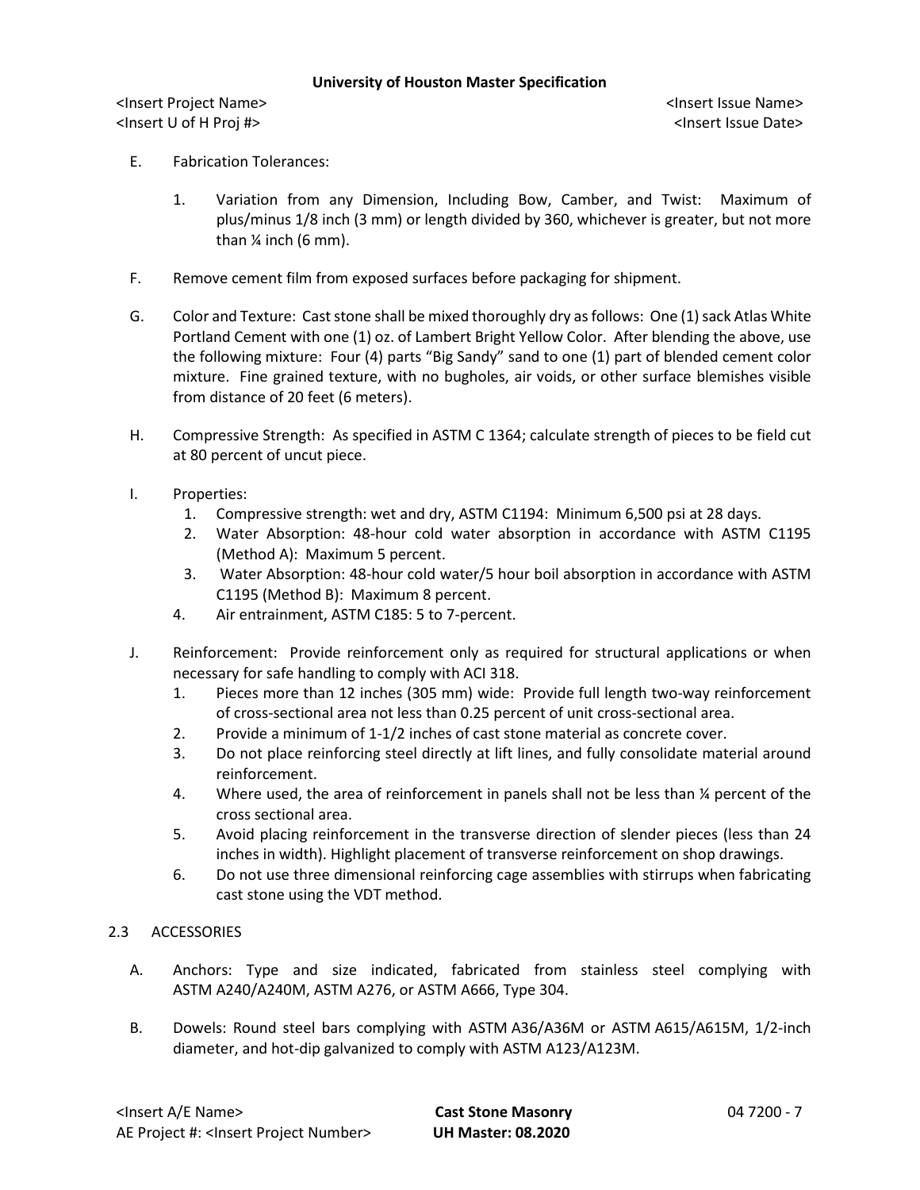E. Fabrication Tolerances:

1. Variation from any Dimension, Including Bow, Camber, and Twist: Maximum of plus/minus 1/8 inch (3 mm) or length divided by 360, whichever is greater, but not more than ¼ inch (6 mm).

F. Remove cement film from exposed surfaces before packaging for shipment.

G. Color and Texture: Cast stone shall be mixed thoroughly dry as follows: One (1) sack Atlas White Portland Cement with one (1) oz. of Lambert Bright Yellow Color. After blending the above, use the following mixture: Four (4) parts "Big Sandy" sand to one (1) part of blended cement color mixture. Fine grained texture, with no bugholes, air voids, or other surface blemishes visible from distance of 20 feet (6 meters).

H. Compressive Strength: As specified in ASTM C 1364; calculate strength of pieces to be field cut at 80 percent of uncut piece.

I. Properties:
   1. Compressive strength: wet and dry, ASTM C1194: Minimum 6,500 psi at 28 days.
   2. Water Absorption: 48-hour cold water absorption in accordance with ASTM C1195 (Method A): Maximum 5 percent.
   3. Water Absorption: 48-hour cold water/5 hour boil absorption in accordance with ASTM C1195 (Method B): Maximum 8 percent.
   4. Air entrainment, ASTM C185: 5 to 7-percent.

J. Reinforcement: Provide reinforcement only as required for structural applications or when necessary for safe handling to comply with ACI 318.
   1. Pieces more than 12 inches (305 mm) wide: Provide full length two-way reinforcement of cross-sectional area not less than 0.25 percent of unit cross-sectional area.
   2. Provide a minimum of 1-1/2 inches of cast stone material as concrete cover.
   3. Do not place reinforcing steel directly at lift lines, and fully consolidate material around reinforcement.
   4. Where used, the area of reinforcement in panels shall not be less than ¼ percent of the cross sectional area.
   5. Avoid placing reinforcement in the transverse direction of slender pieces (less than 24 inches in width). Highlight placement of transverse reinforcement on shop drawings.
   6. Do not use three dimensional reinforcing cage assemblies with stirrups when fabricating cast stone using the VDT method.

## 2.3 ACCESSORIES

A. Anchors: Type and size indicated, fabricated from stainless steel complying with ASTM A240/A240M, ASTM A276, or ASTM A666, Type 304.

B. Dowels: Round steel bars complying with ASTM A36/A36M or ASTM A615/A615M, 1/2-inch diameter, and hot-dip galvanized to comply with ASTM A123/A123M.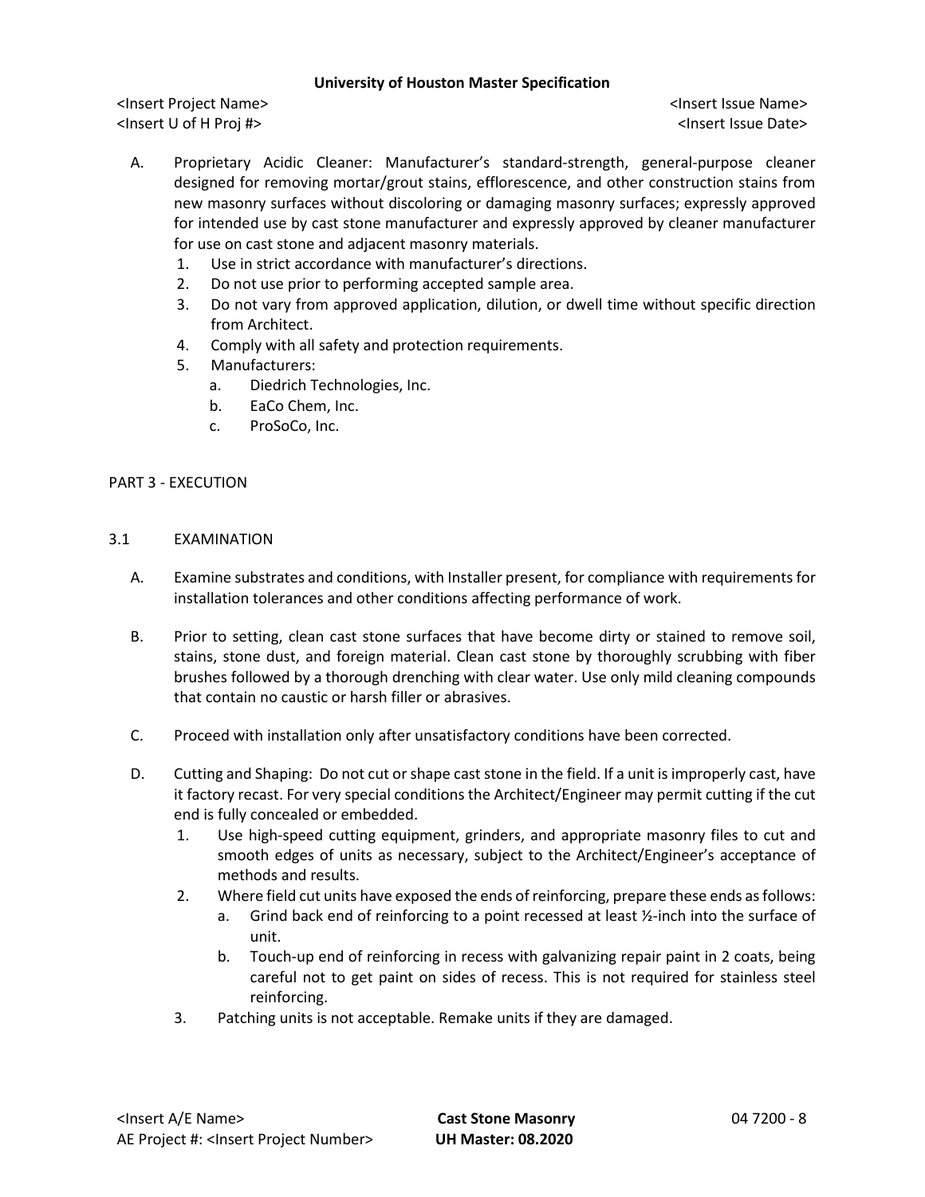A. Proprietary Acidic Cleaner: Manufacturer's standard-strength, general-purpose cleaner designed for removing mortar/grout stains, efflorescence, and other construction stains from new masonry surfaces without discoloring or damaging masonry surfaces; expressly approved for intended use by cast stone manufacturer and expressly approved by cleaner manufacturer for use on cast stone and adjacent masonry materials.
   1. Use in strict accordance with manufacturer's directions.
   2. Do not use prior to performing accepted sample area.
   3. Do not vary from approved application, dilution, or dwell time without specific direction from Architect.
   4. Comply with all safety and protection requirements.
   5. Manufacturers:
      a. Diedrich Technologies, Inc.
      b. EaCo Chem, Inc.
      c. ProSoCo, Inc.

## PART 3 - EXECUTION

### 3.1 EXAMINATION

A. Examine substrates and conditions, with Installer present, for compliance with requirements for installation tolerances and other conditions affecting performance of work.

B. Prior to setting, clean cast stone surfaces that have become dirty or stained to remove soil, stains, stone dust, and foreign material. Clean cast stone by thoroughly scrubbing with fiber brushes followed by a thorough drenching with clear water. Use only mild cleaning compounds that contain no caustic or harsh filler or abrasives.

C. Proceed with installation only after unsatisfactory conditions have been corrected.

D. Cutting and Shaping: Do not cut or shape cast stone in the field. If a unit is improperly cast, have it factory recast. For very special conditions the Architect/Engineer may permit cutting if the cut end is fully concealed or embedded.
   1. Use high-speed cutting equipment, grinders, and appropriate masonry files to cut and smooth edges of units as necessary, subject to the Architect/Engineer's acceptance of methods and results.
   2. Where field cut units have exposed the ends of reinforcing, prepare these ends as follows:
      a. Grind back end of reinforcing to a point recessed at least ½-inch into the surface of unit.
      b. Touch-up end of reinforcing in recess with galvanizing repair paint in 2 coats, being careful not to get paint on sides of recess. This is not required for stainless steel reinforcing.
   3. Patching units is not acceptable. Remake units if they are damaged.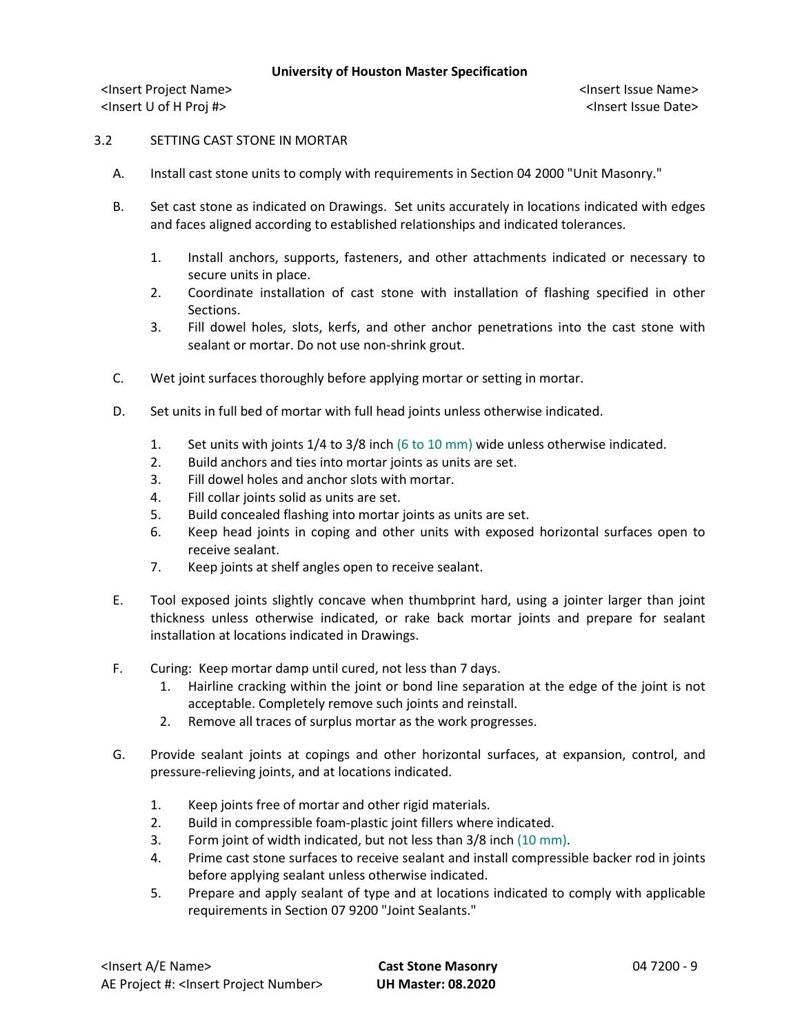## 3.2 SETTING CAST STONE IN MORTAR

A. Install cast stone units to comply with requirements in Section 04 2000 "Unit Masonry."

B. Set cast stone as indicated on Drawings. Set units accurately in locations indicated with edges and faces aligned according to established relationships and indicated tolerances.

   1. Install anchors, supports, fasteners, and other attachments indicated or necessary to secure units in place.
   2. Coordinate installation of cast stone with installation of flashing specified in other Sections.
   3. Fill dowel holes, slots, kerfs, and other anchor penetrations into the cast stone with sealant or mortar. Do not use non-shrink grout.

C. Wet joint surfaces thoroughly before applying mortar or setting in mortar.

D. Set units in full bed of mortar with full head joints unless otherwise indicated.

   1. Set units with joints 1/4 to 3/8 inch (6 to 10 mm) wide unless otherwise indicated.
   2. Build anchors and ties into mortar joints as units are set.
   3. Fill dowel holes and anchor slots with mortar.
   4. Fill collar joints solid as units are set.
   5. Build concealed flashing into mortar joints as units are set.
   6. Keep head joints in coping and other units with exposed horizontal surfaces open to receive sealant.
   7. Keep joints at shelf angles open to receive sealant.

E. Tool exposed joints slightly concave when thumbprint hard, using a jointer larger than joint thickness unless otherwise indicated, or rake back mortar joints and prepare for sealant installation at locations indicated in Drawings.

F. Curing: Keep mortar damp until cured, not less than 7 days.

   1. Hairline cracking within the joint or bond line separation at the edge of the joint is not acceptable. Completely remove such joints and reinstall.
   2. Remove all traces of surplus mortar as the work progresses.

G. Provide sealant joints at copings and other horizontal surfaces, at expansion, control, and pressure-relieving joints, and at locations indicated.

   1. Keep joints free of mortar and other rigid materials.
   2. Build in compressible foam-plastic joint fillers where indicated.
   3. Form joint of width indicated, but not less than 3/8 inch (10 mm).
   4. Prime cast stone surfaces to receive sealant and install compressible backer rod in joints before applying sealant unless otherwise indicated.
   5. Prepare and apply sealant of type and at locations indicated to comply with applicable requirements in Section 07 9200 "Joint Sealants."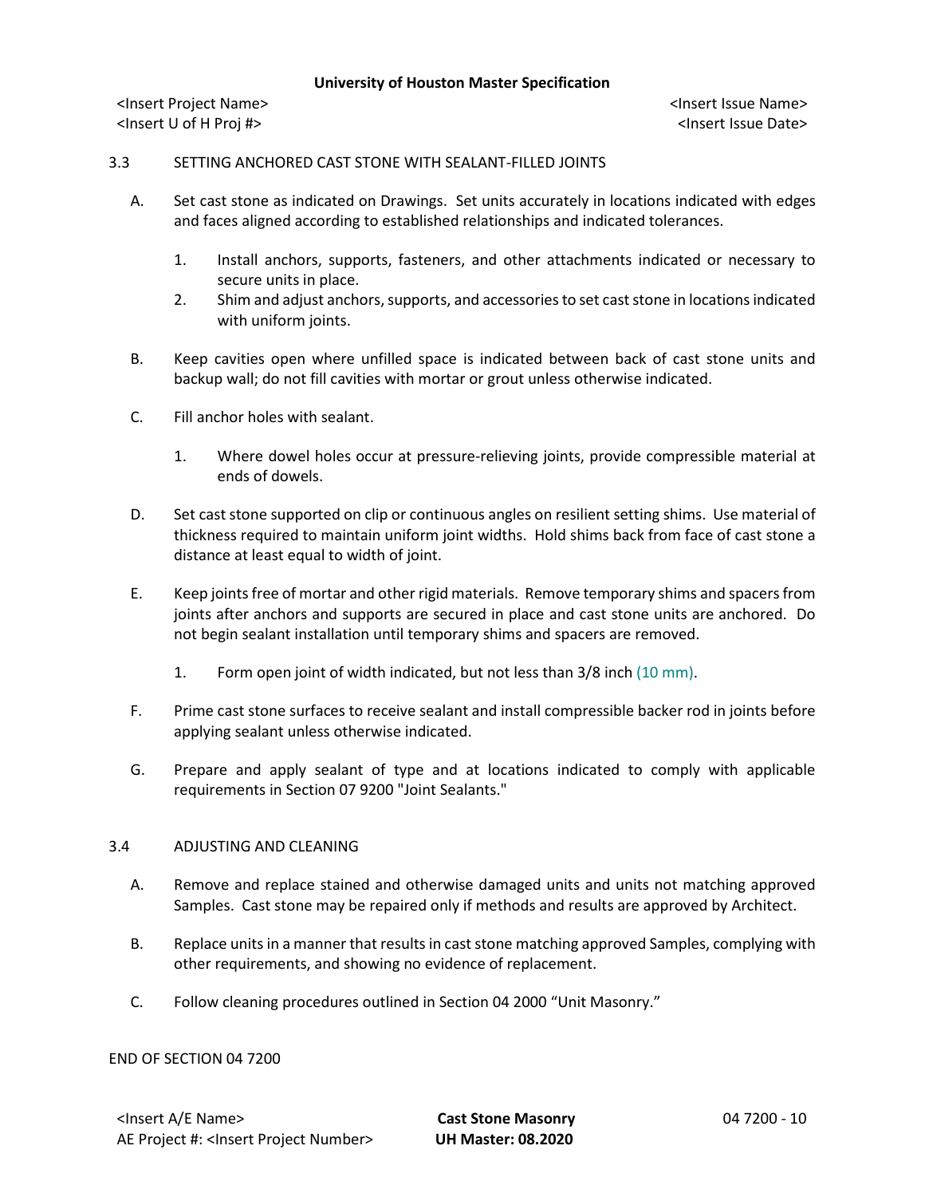## 3.3 SETTING ANCHORED CAST STONE WITH SEALANT-FILLED JOINTS

A. Set cast stone as indicated on Drawings. Set units accurately in locations indicated with edges and faces aligned according to established relationships and indicated tolerances.

1. Install anchors, supports, fasteners, and other attachments indicated or necessary to secure units in place.
2. Shim and adjust anchors, supports, and accessories to set cast stone in locations indicated with uniform joints.

B. Keep cavities open where unfilled space is indicated between back of cast stone units and backup wall; do not fill cavities with mortar or grout unless otherwise indicated.

C. Fill anchor holes with sealant.

1. Where dowel holes occur at pressure-relieving joints, provide compressible material at ends of dowels.

D. Set cast stone supported on clip or continuous angles on resilient setting shims. Use material of thickness required to maintain uniform joint widths. Hold shims back from face of cast stone a distance at least equal to width of joint.

E. Keep joints free of mortar and other rigid materials. Remove temporary shims and spacers from joints after anchors and supports are secured in place and cast stone units are anchored. Do not begin sealant installation until temporary shims and spacers are removed.

1. Form open joint of width indicated, but not less than 3/8 inch (10 mm).

F. Prime cast stone surfaces to receive sealant and install compressible backer rod in joints before applying sealant unless otherwise indicated.

G. Prepare and apply sealant of type and at locations indicated to comply with applicable requirements in Section 07 9200 "Joint Sealants."

## 3.4 ADJUSTING AND CLEANING

A. Remove and replace stained and otherwise damaged units and units not matching approved Samples. Cast stone may be repaired only if methods and results are approved by Architect.

B. Replace units in a manner that results in cast stone matching approved Samples, complying with other requirements, and showing no evidence of replacement.

C. Follow cleaning procedures outlined in Section 04 2000 "Unit Masonry."

END OF SECTION 04 7200